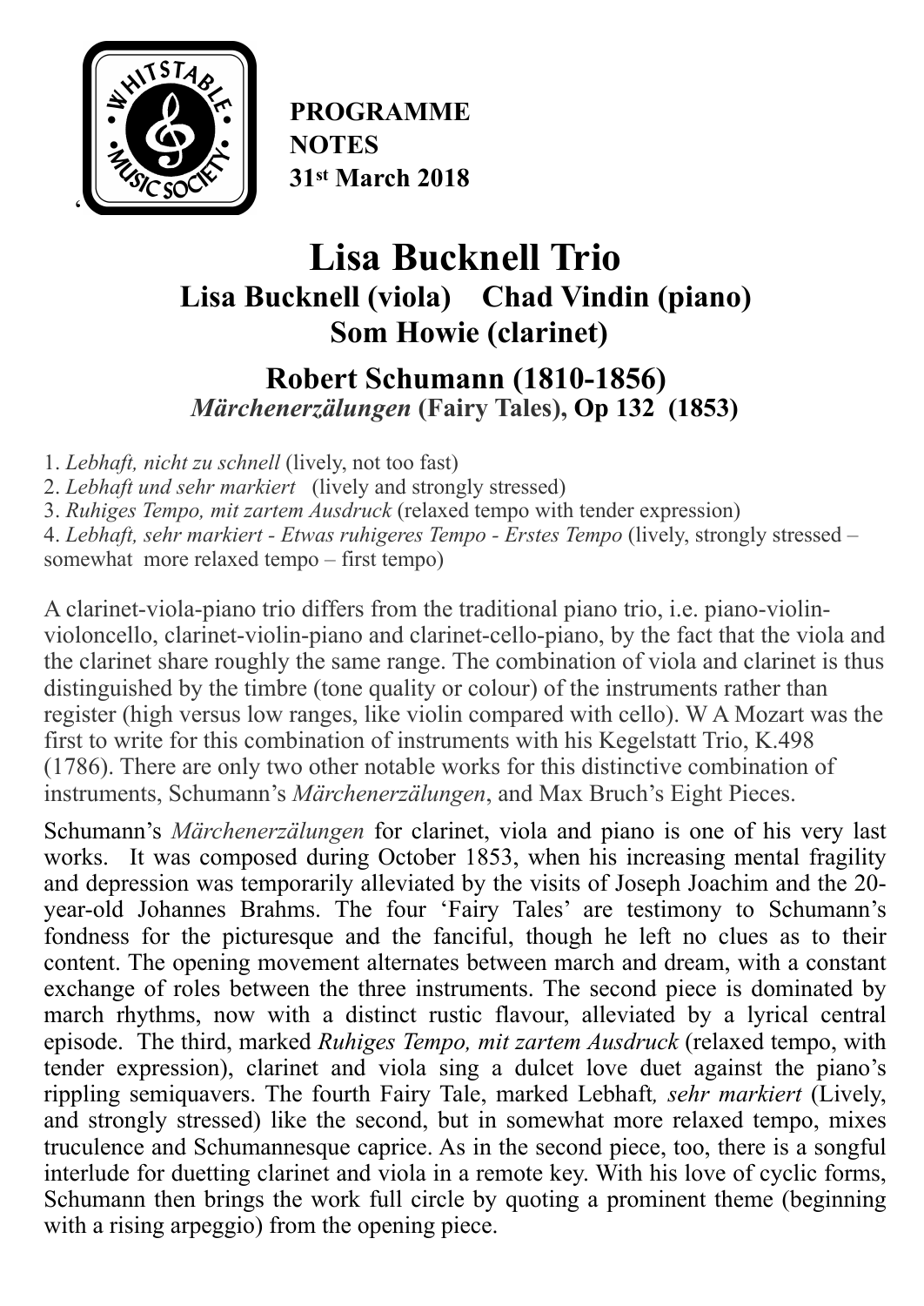**PROGRAMME NOTES**
**31st March 2018**

# Lisa Bucknell Trio

## Lisa Bucknell (viola) Chad Vindin (piano)
## Som Howie (clarinet)

## Robert Schumann (1810-1856)
### *Märchenerzälungen* (Fairy Tales), Op 132 (1853)

1. *Lebhaft, nicht zu schnell* (lively, not too fast)
2. *Lebhaft und sehr markiert* (lively and strongly stressed)
3. *Ruhiges Tempo, mit zartem Ausdruck* (relaxed tempo with tender expression)
4. *Lebhaft, sehr markiert - Etwas ruhigeres Tempo - Erstes Tempo* (lively, strongly stressed – somewhat more relaxed tempo – first tempo)

A clarinet-viola-piano trio differs from the traditional piano trio, i.e. piano-violin-violoncello, clarinet-violin-piano and clarinet-cello-piano, by the fact that the viola and the clarinet share roughly the same range. The combination of viola and clarinet is thus distinguished by the timbre (tone quality or colour) of the instruments rather than register (high versus low ranges, like violin compared with cello). W A Mozart was the first to write for this combination of instruments with his Kegelstatt Trio, K.498 (1786). There are only two other notable works for this distinctive combination of instruments, Schumann's *Märchenerzälungen*, and Max Bruch's Eight Pieces.

Schumann's *Märchenerzälungen* for clarinet, viola and piano is one of his very last works. It was composed during October 1853, when his increasing mental fragility and depression was temporarily alleviated by the visits of Joseph Joachim and the 20-year-old Johannes Brahms. The four 'Fairy Tales' are testimony to Schumann's fondness for the picturesque and the fanciful, though he left no clues as to their content. The opening movement alternates between march and dream, with a constant exchange of roles between the three instruments. The second piece is dominated by march rhythms, now with a distinct rustic flavour, alleviated by a lyrical central episode. The third, marked *Ruhiges Tempo, mit zartem Ausdruck* (relaxed tempo, with tender expression), clarinet and viola sing a dulcet love duet against the piano's rippling semiquavers. The fourth Fairy Tale, marked Lebhaft*, sehr markiert* (Lively, and strongly stressed) like the second, but in somewhat more relaxed tempo, mixes truculence and Schumannesque caprice. As in the second piece, too, there is a songful interlude for duetting clarinet and viola in a remote key. With his love of cyclic forms, Schumann then brings the work full circle by quoting a prominent theme (beginning with a rising arpeggio) from the opening piece.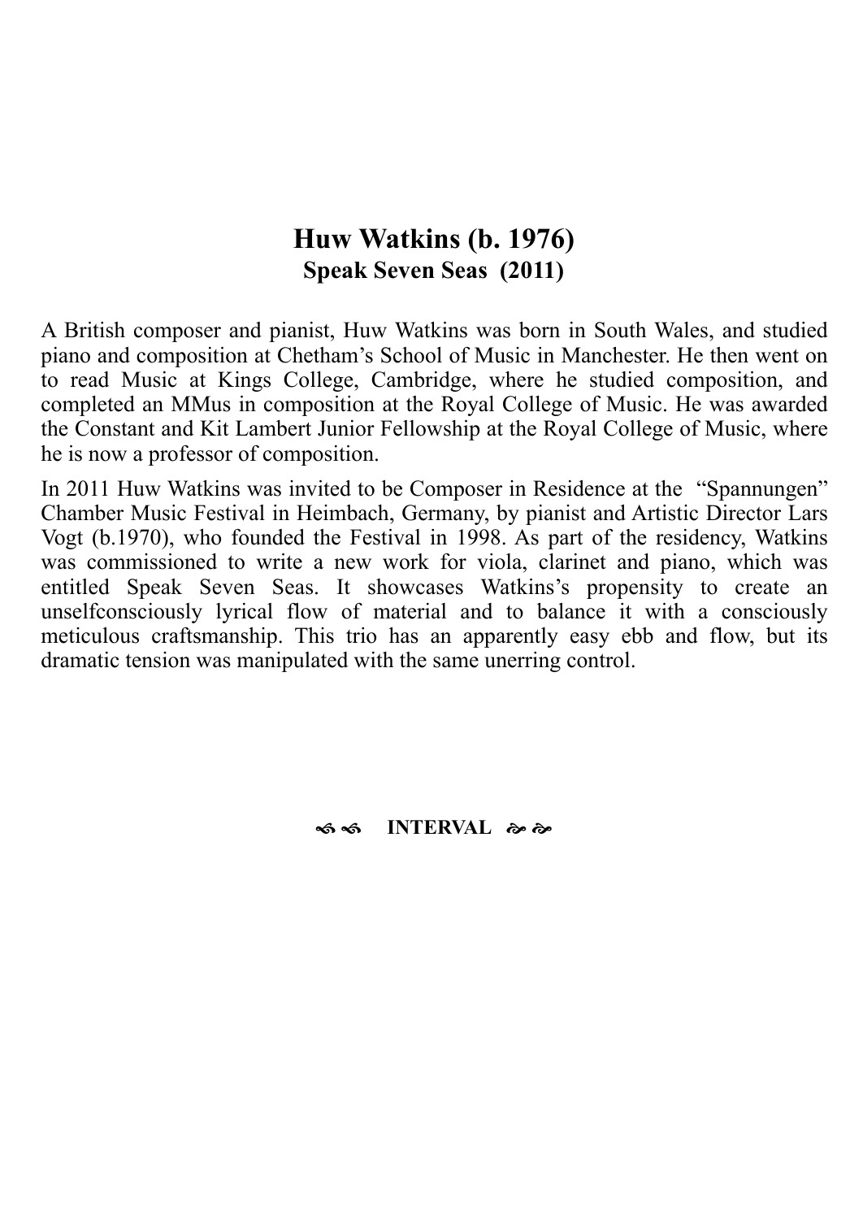## Huw Watkins (b. 1976)

### Speak Seven Seas (2011)

A British composer and pianist, Huw Watkins was born in South Wales, and studied piano and composition at Chetham's School of Music in Manchester. He then went on to read Music at Kings College, Cambridge, where he studied composition, and completed an MMus in composition at the Royal College of Music. He was awarded the Constant and Kit Lambert Junior Fellowship at the Royal College of Music, where he is now a professor of composition.

In 2011 Huw Watkins was invited to be Composer in Residence at the "Spannungen" Chamber Music Festival in Heimbach, Germany, by pianist and Artistic Director Lars Vogt (b.1970), who founded the Festival in 1998. As part of the residency, Watkins was commissioned to write a new work for viola, clarinet and piano, which was entitled Speak Seven Seas. It showcases Watkins's propensity to create an unselfconsciously lyrical flow of material and to balance it with a consciously meticulous craftsmanship. This trio has an apparently easy ebb and flow, but its dramatic tension was manipulated with the same unerring control.

**INTERVAL**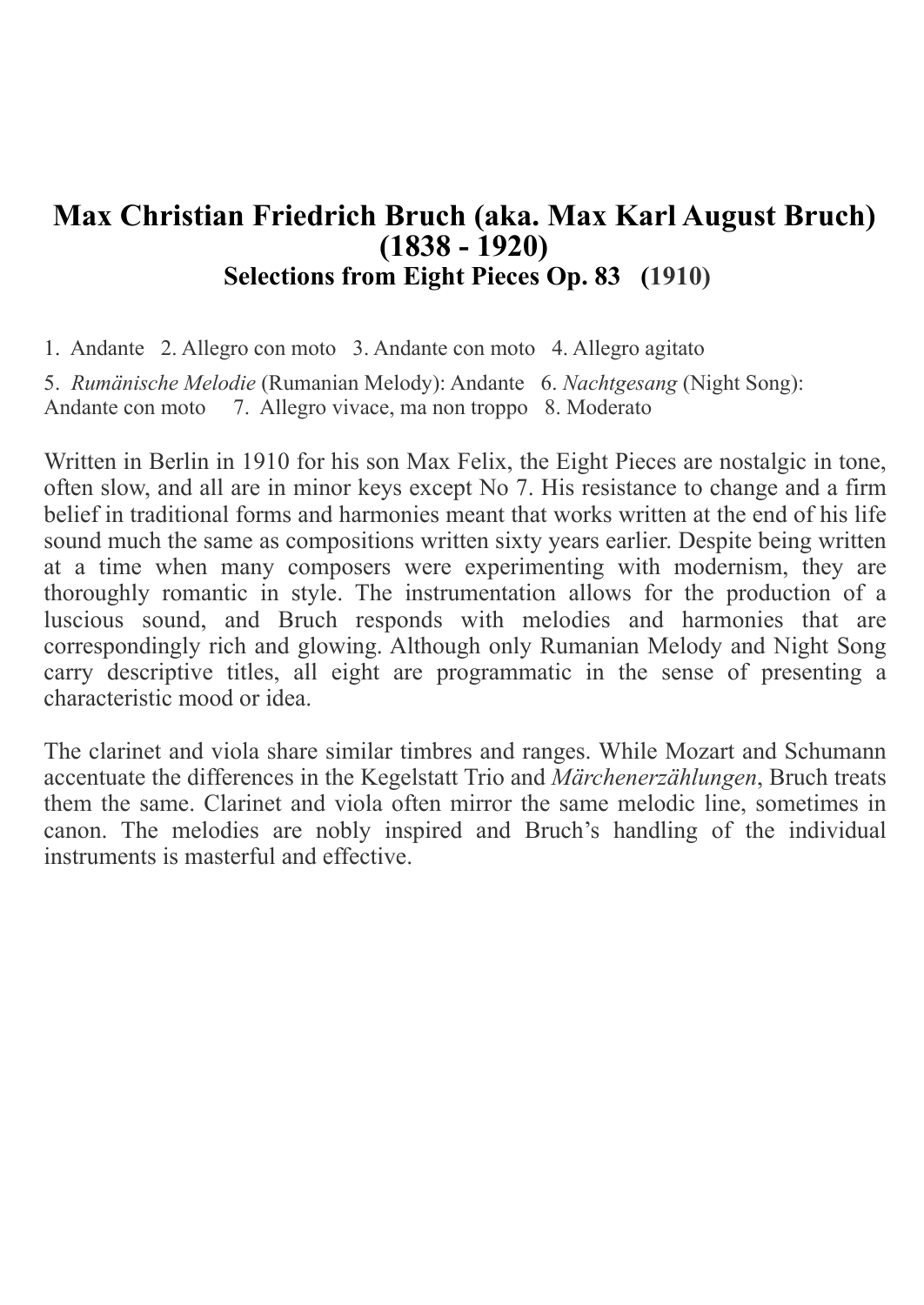# Max Christian Friedrich Bruch (aka. Max Karl August Bruch) (1838 - 1920)

## Selections from Eight Pieces Op. 83 (1910)

1. Andante 2. Allegro con moto 3. Andante con moto 4. Allegro agitato

5. *Rumänische Melodie* (Rumanian Melody): Andante 6. *Nachtgesang* (Night Song): Andante con moto 7. Allegro vivace, ma non troppo 8. Moderato

Written in Berlin in 1910 for his son Max Felix, the Eight Pieces are nostalgic in tone, often slow, and all are in minor keys except No 7. His resistance to change and a firm belief in traditional forms and harmonies meant that works written at the end of his life sound much the same as compositions written sixty years earlier. Despite being written at a time when many composers were experimenting with modernism, they are thoroughly romantic in style. The instrumentation allows for the production of a luscious sound, and Bruch responds with melodies and harmonies that are correspondingly rich and glowing. Although only Rumanian Melody and Night Song carry descriptive titles, all eight are programmatic in the sense of presenting a characteristic mood or idea.

The clarinet and viola share similar timbres and ranges. While Mozart and Schumann accentuate the differences in the Kegelstatt Trio and *Märchenerzählungen*, Bruch treats them the same. Clarinet and viola often mirror the same melodic line, sometimes in canon. The melodies are nobly inspired and Bruch's handling of the individual instruments is masterful and effective.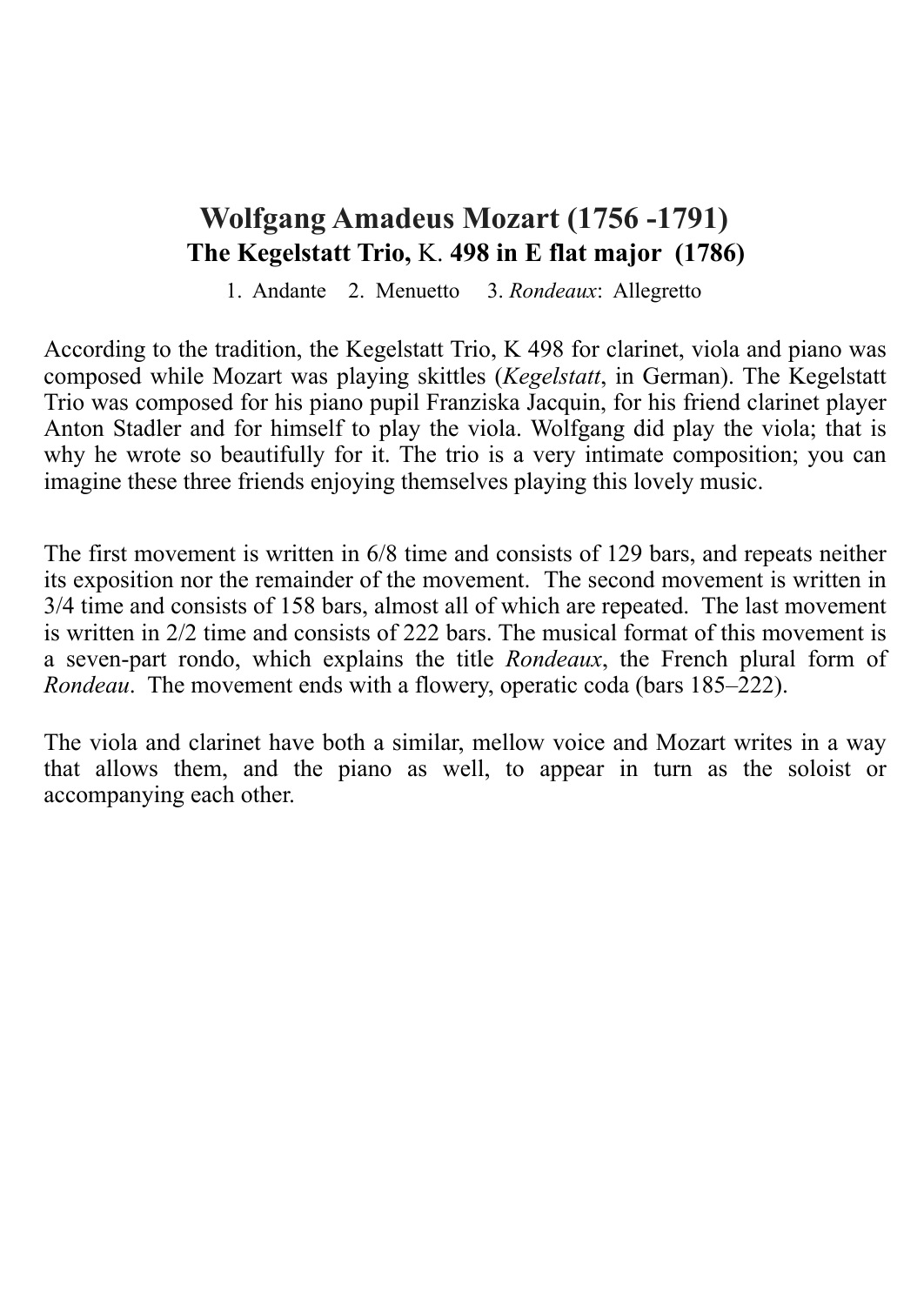## Wolfgang Amadeus Mozart (1756 -1791)

### The Kegelstatt Trio, K. 498 in E flat major (1786)

1. Andante 2. Menuetto 3. *Rondeaux*: Allegretto

According to the tradition, the Kegelstatt Trio, K 498 for clarinet, viola and piano was composed while Mozart was playing skittles (*Kegelstatt*, in German). The Kegelstatt Trio was composed for his piano pupil Franziska Jacquin, for his friend clarinet player Anton Stadler and for himself to play the viola. Wolfgang did play the viola; that is why he wrote so beautifully for it. The trio is a very intimate composition; you can imagine these three friends enjoying themselves playing this lovely music.

The first movement is written in 6/8 time and consists of 129 bars, and repeats neither its exposition nor the remainder of the movement. The second movement is written in 3/4 time and consists of 158 bars, almost all of which are repeated. The last movement is written in 2/2 time and consists of 222 bars. The musical format of this movement is a seven-part rondo, which explains the title *Rondeaux*, the French plural form of *Rondeau*. The movement ends with a flowery, operatic coda (bars 185–222).

The viola and clarinet have both a similar, mellow voice and Mozart writes in a way that allows them, and the piano as well, to appear in turn as the soloist or accompanying each other.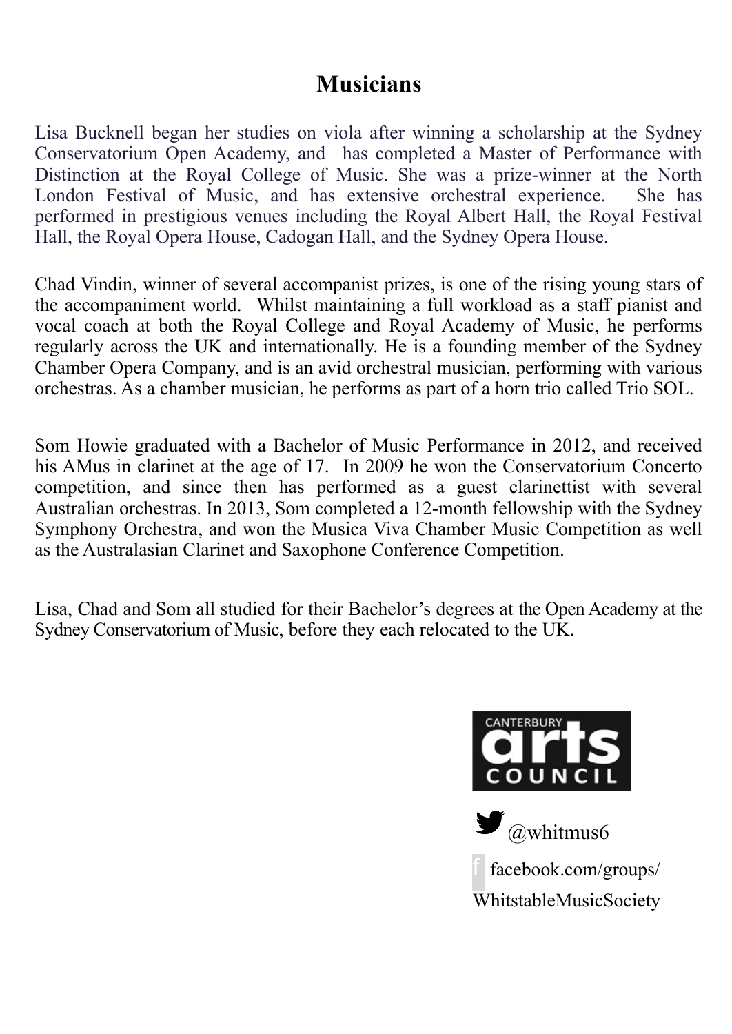# Musicians

Lisa Bucknell began her studies on viola after winning a scholarship at the Sydney Conservatorium Open Academy, and has completed a Master of Performance with Distinction at the Royal College of Music. She was a prize-winner at the North London Festival of Music, and has extensive orchestral experience. She has performed in prestigious venues including the Royal Albert Hall, the Royal Festival Hall, the Royal Opera House, Cadogan Hall, and the Sydney Opera House.

Chad Vindin, winner of several accompanist prizes, is one of the rising young stars of the accompaniment world. Whilst maintaining a full workload as a staff pianist and vocal coach at both the Royal College and Royal Academy of Music, he performs regularly across the UK and internationally. He is a founding member of the Sydney Chamber Opera Company, and is an avid orchestral musician, performing with various orchestras. As a chamber musician, he performs as part of a horn trio called Trio SOL.

Som Howie graduated with a Bachelor of Music Performance in 2012, and received his AMus in clarinet at the age of 17. In 2009 he won the Conservatorium Concerto competition, and since then has performed as a guest clarinettist with several Australian orchestras. In 2013, Som completed a 12-month fellowship with the Sydney Symphony Orchestra, and won the Musica Viva Chamber Music Competition as well as the Australasian Clarinet and Saxophone Conference Competition.

Lisa, Chad and Som all studied for their Bachelor's degrees at the Open Academy at the Sydney Conservatorium of Music, before they each relocated to the UK.

CANTERBURY arts COUNCIL

@whitmus6

facebook.com/groups/WhitstableMusicSociety